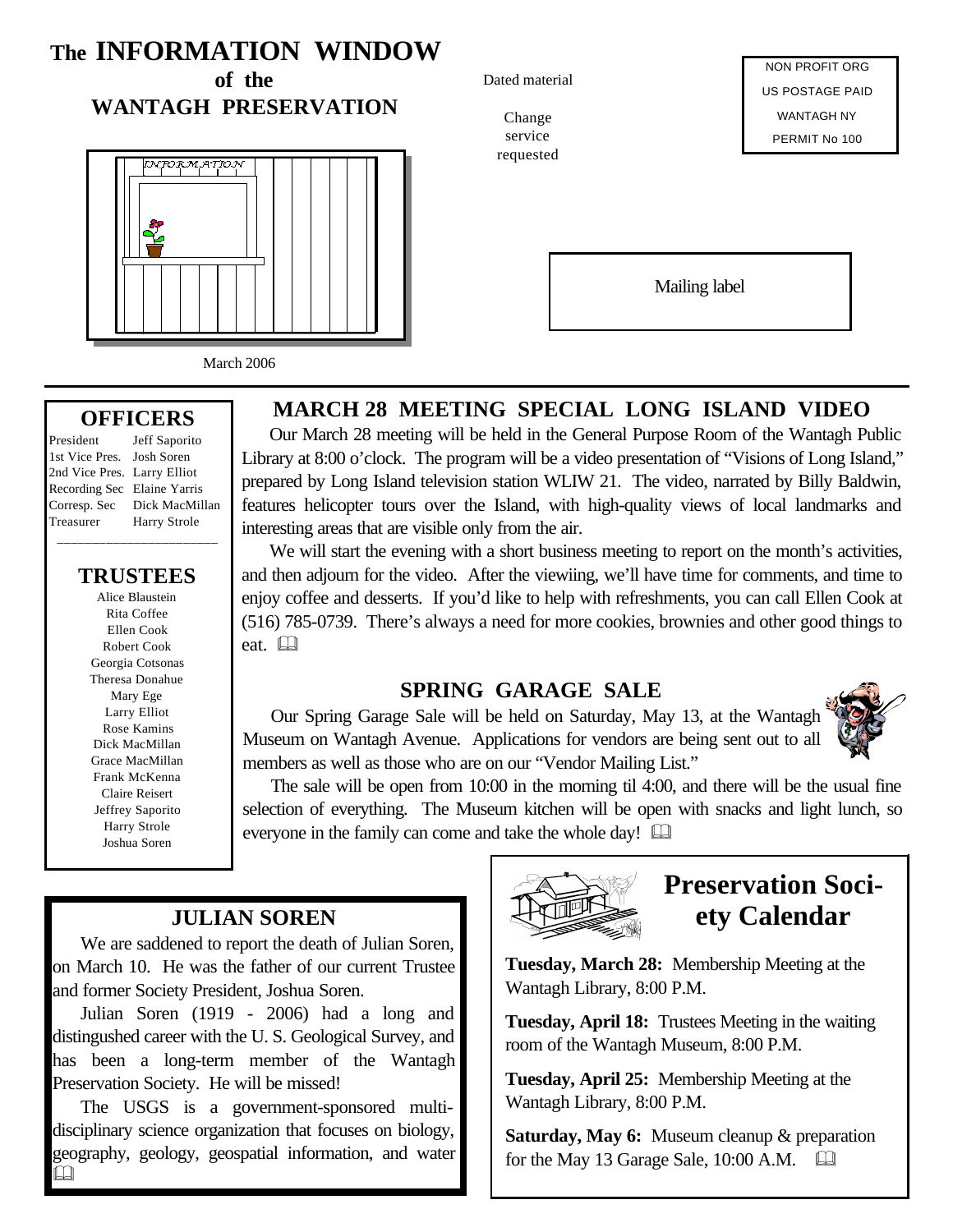# The INFORMATION WINDOW of the WANTAGH PRESERVATION

March 2006

Dated material

Change service requested

NON PROFIT ORG
US POSTAGE PAID
WANTAGH NY
PERMIT No 100

Mailing label

## OFFICERS

| | |
|---|---|
| President | Jeff Saporito |
| 1st Vice Pres. | Josh Soren |
| 2nd Vice Pres. | Larry Elliot |
| Recording Sec | Elaine Yarris |
| Corresp. Sec | Dick MacMillan |
| Treasurer | Harry Strole |

## TRUSTEES

Alice Blaustein
Rita Coffee
Ellen Cook
Robert Cook
Georgia Cotsonas
Theresa Donahue
Mary Ege
Larry Elliot
Rose Kamins
Dick MacMillan
Grace MacMillan
Frank McKenna
Claire Reisert
Jeffrey Saporito
Harry Strole
Joshua Soren

## MARCH 28 MEETING SPECIAL LONG ISLAND VIDEO

Our March 28 meeting will be held in the General Purpose Room of the Wantagh Public Library at 8:00 o'clock. The program will be a video presentation of "Visions of Long Island," prepared by Long Island television station WLIW 21. The video, narrated by Billy Baldwin, features helicopter tours over the Island, with high-quality views of local landmarks and interesting areas that are visible only from the air.

We will start the evening with a short business meeting to report on the month's activities, and then adjourn for the video. After the viewiing, we'll have time for comments, and time to enjoy coffee and desserts. If you'd like to help with refreshments, you can call Ellen Cook at (516) 785-0739. There's always a need for more cookies, brownies and other good things to eat.

## SPRING GARAGE SALE

Our Spring Garage Sale will be held on Saturday, May 13, at the Wantagh Museum on Wantagh Avenue. Applications for vendors are being sent out to all members as well as those who are on our "Vendor Mailing List."

The sale will be open from 10:00 in the morning til 4:00, and there will be the usual fine selection of everything. The Museum kitchen will be open with snacks and light lunch, so everyone in the family can come and take the whole day!

## JULIAN SOREN

We are saddened to report the death of Julian Soren, on March 10. He was the father of our current Trustee and former Society President, Joshua Soren.

Julian Soren (1919 - 2006) had a long and distingushed career with the U. S. Geological Survey, and has been a long-term member of the Wantagh Preservation Society. He will be missed!

The USGS is a government-sponsored multi-disciplinary science organization that focuses on biology, geography, geology, geospatial information, and water

## Preservation Society Calendar

**Tuesday, March 28:** Membership Meeting at the Wantagh Library, 8:00 P.M.

**Tuesday, April 18:** Trustees Meeting in the waiting room of the Wantagh Museum, 8:00 P.M.

**Tuesday, April 25:** Membership Meeting at the Wantagh Library, 8:00 P.M.

**Saturday, May 6:** Museum cleanup & preparation for the May 13 Garage Sale, 10:00 A.M.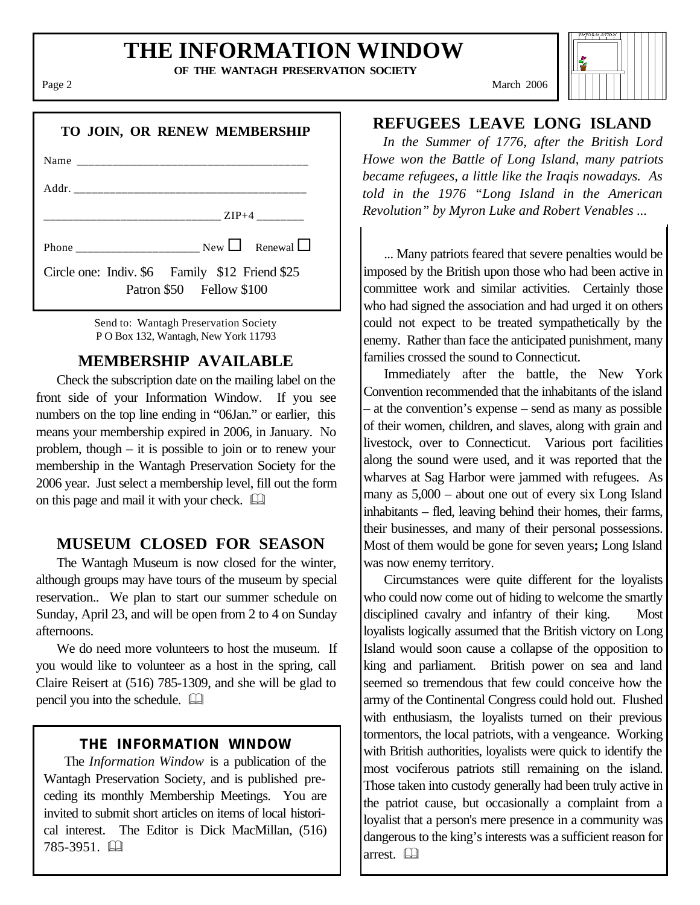# THE INFORMATION WINDOW

**OF THE WANTAGH PRESERVATION SOCIETY**

March 2006

## TO JOIN, OR RENEW MEMBERSHIP

Name ______________________________________

Addr. ______________________________________

_____________________________ ZIP+4 ________

Phone ____________________ New ☐ Renewal ☐

Circle one: Indiv. $6 Family $12 Friend $25 Patron $50 Fellow $100

Send to: Wantagh Preservation Society
P O Box 132, Wantagh, New York 11793

## MEMBERSHIP AVAILABLE

Check the subscription date on the mailing label on the front side of your Information Window. If you see numbers on the top line ending in "06Jan." or earlier, this means your membership expired in 2006, in January. No problem, though – it is possible to join or to renew your membership in the Wantagh Preservation Society for the 2006 year. Just select a membership level, fill out the form on this page and mail it with your check. 🕮

## MUSEUM CLOSED FOR SEASON

The Wantagh Museum is now closed for the winter, although groups may have tours of the museum by special reservation.. We plan to start our summer schedule on Sunday, April 23, and will be open from 2 to 4 on Sunday afternoons.

We do need more volunteers to host the museum. If you would like to volunteer as a host in the spring, call Claire Reisert at (516) 785-1309, and she will be glad to pencil you into the schedule. 🕮

### THE INFORMATION WINDOW

The *Information Window* is a publication of the Wantagh Preservation Society, and is published preceding its monthly Membership Meetings. You are invited to submit short articles on items of local historical interest. The Editor is Dick MacMillan, (516) 785-3951. 🕮

## REFUGEES LEAVE LONG ISLAND

*In the Summer of 1776, after the British Lord Howe won the Battle of Long Island, many patriots became refugees, a little like the Iraqis nowadays. As told in the 1976 "Long Island in the American Revolution" by Myron Luke and Robert Venables ...*

... Many patriots feared that severe penalties would be imposed by the British upon those who had been active in committee work and similar activities. Certainly those who had signed the association and had urged it on others could not expect to be treated sympathetically by the enemy. Rather than face the anticipated punishment, many families crossed the sound to Connecticut.

Immediately after the battle, the New York Convention recommended that the inhabitants of the island – at the convention's expense – send as many as possible of their women, children, and slaves, along with grain and livestock, over to Connecticut. Various port facilities along the sound were used, and it was reported that the wharves at Sag Harbor were jammed with refugees. As many as 5,000 – about one out of every six Long Island inhabitants – fled, leaving behind their homes, their farms, their businesses, and many of their personal possessions. Most of them would be gone for seven years**;** Long Island was now enemy territory.

Circumstances were quite different for the loyalists who could now come out of hiding to welcome the smartly disciplined cavalry and infantry of their king. Most loyalists logically assumed that the British victory on Long Island would soon cause a collapse of the opposition to king and parliament. British power on sea and land seemed so tremendous that few could conceive how the army of the Continental Congress could hold out. Flushed with enthusiasm, the loyalists turned on their previous tormentors, the local patriots, with a vengeance. Working with British authorities, loyalists were quick to identify the most vociferous patriots still remaining on the island. Those taken into custody generally had been truly active in the patriot cause, but occasionally a complaint from a loyalist that a person's mere presence in a community was dangerous to the king's interests was a sufficient reason for arrest. 🕮